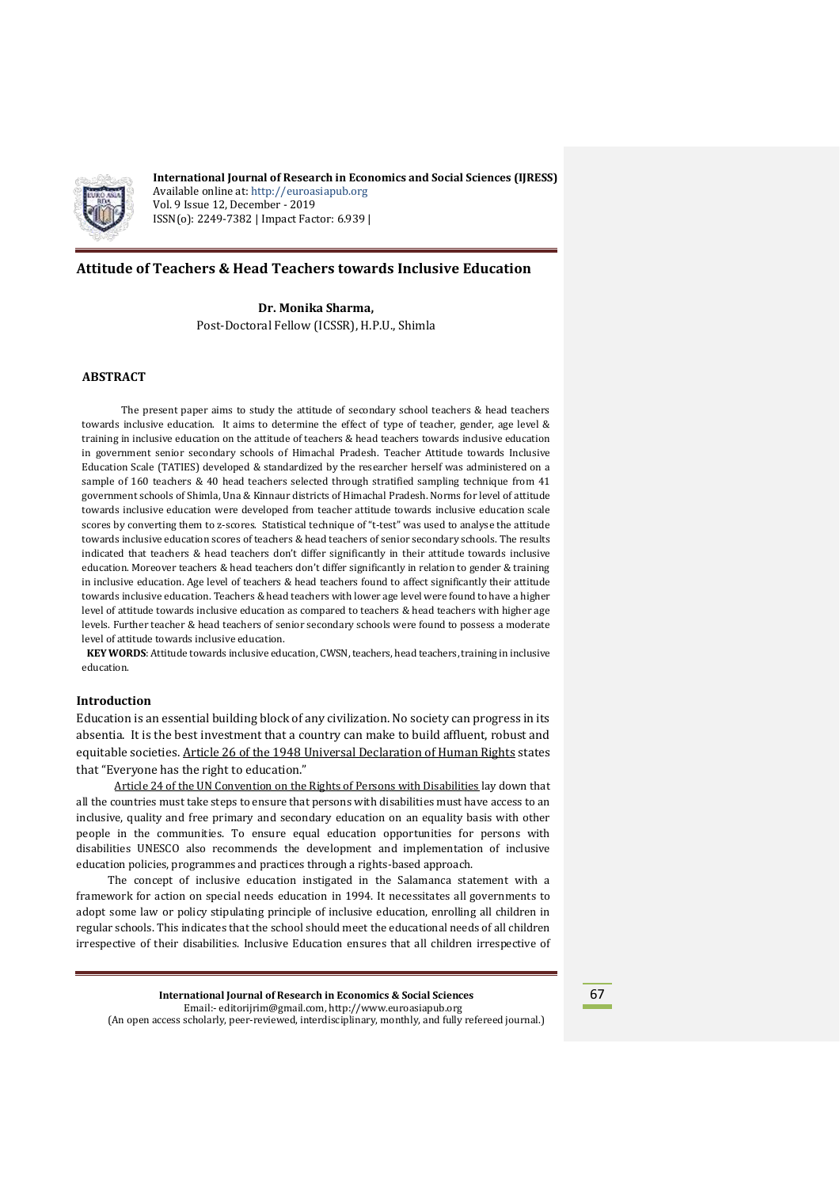# Attitude of Teachers & Head Teachers towards Inclusive Education

**Dr. Monika Sharma,**

Post-Doctoral Fellow (ICSSR), H.P.U., Shimla

## ABSTRACT

The present paper aims to study the attitude of secondary school teachers & head teachers towards inclusive education. It aims to determine the effect of type of teacher, gender, age level & training in inclusive education on the attitude of teachers & head teachers towards inclusive education in government senior secondary schools of Himachal Pradesh. Teacher Attitude towards Inclusive Education Scale (TATIES) developed & standardized by the researcher herself was administered on a sample of 160 teachers & 40 head teachers selected through stratified sampling technique from 41 government schools of Shimla, Una & Kinnaur districts of Himachal Pradesh. Norms for level of attitude towards inclusive education were developed from teacher attitude towards inclusive education scale scores by converting them to z-scores. Statistical technique of "t-test" was used to analyse the attitude towards inclusive education scores of teachers & head teachers of senior secondary schools. The results indicated that teachers & head teachers don't differ significantly in their attitude towards inclusive education. Moreover teachers & head teachers don't differ significantly in relation to gender & training in inclusive education. Age level of teachers & head teachers found to affect significantly their attitude towards inclusive education. Teachers & head teachers with lower age level were found to have a higher level of attitude towards inclusive education as compared to teachers & head teachers with higher age levels. Further teacher & head teachers of senior secondary schools were found to possess a moderate level of attitude towards inclusive education.

**KEY WORDS**: Attitude towards inclusive education, CWSN, teachers, head teachers, training in inclusive education.

## Introduction

Education is an essential building block of any civilization. No society can progress in its absentia. It is the best investment that a country can make to build affluent, robust and equitable societies. Article 26 of the 1948 Universal Declaration of Human Rights states that "Everyone has the right to education."

Article 24 of the UN Convention on the Rights of Persons with Disabilities lay down that all the countries must take steps to ensure that persons with disabilities must have access to an inclusive, quality and free primary and secondary education on an equality basis with other people in the communities. To ensure equal education opportunities for persons with disabilities UNESCO also recommends the development and implementation of inclusive education policies, programmes and practices through a rights-based approach.

The concept of inclusive education instigated in the Salamanca statement with a framework for action on special needs education in 1994. It necessitates all governments to adopt some law or policy stipulating principle of inclusive education, enrolling all children in regular schools. This indicates that the school should meet the educational needs of all children irrespective of their disabilities. Inclusive Education ensures that all children irrespective of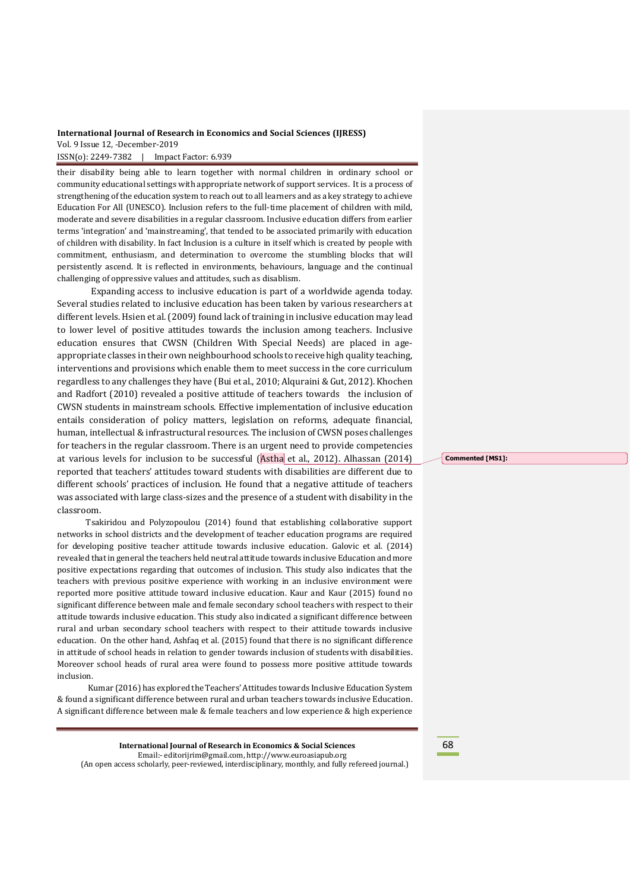their disability being able to learn together with normal children in ordinary school or community educational settings with appropriate network of support services. It is a process of strengthening of the education system to reach out to all learners and as a key strategy to achieve Education For All (UNESCO). Inclusion refers to the full-time placement of children with mild, moderate and severe disabilities in a regular classroom. Inclusive education differs from earlier terms 'integration' and 'mainstreaming', that tended to be associated primarily with education of children with disability. In fact Inclusion is a culture in itself which is created by people with commitment, enthusiasm, and determination to overcome the stumbling blocks that will persistently ascend. It is reflected in environments, behaviours, language and the continual challenging of oppressive values and attitudes, such as disablism.

Expanding access to inclusive education is part of a worldwide agenda today. Several studies related to inclusive education has been taken by various researchers at different levels. Hsien et al. (2009) found lack of training in inclusive education may lead to lower level of positive attitudes towards the inclusion among teachers. Inclusive education ensures that CWSN (Children With Special Needs) are placed in age-appropriate classes in their own neighbourhood schools to receive high quality teaching, interventions and provisions which enable them to meet success in the core curriculum regardless to any challenges they have (Bui et al., 2010; Alquraini & Gut, 2012). Khochen and Radfort (2010) revealed a positive attitude of teachers towards the inclusion of CWSN students in mainstream schools. Effective implementation of inclusive education entails consideration of policy matters, legislation on reforms, adequate financial, human, intellectual & infrastructural resources. The inclusion of CWSN poses challenges for teachers in the regular classroom. There is an urgent need to provide competencies at various levels for inclusion to be successful (Astha et al., 2012). Alhassan (2014) reported that teachers' attitudes toward students with disabilities are different due to different schools' practices of inclusion. He found that a negative attitude of teachers was associated with large class-sizes and the presence of a student with disability in the classroom.

Tsakiridou and Polyzopoulou (2014) found that establishing collaborative support networks in school districts and the development of teacher education programs are required for developing positive teacher attitude towards inclusive education. Galovic et al. (2014) revealed that in general the teachers held neutral attitude towards inclusive Education and more positive expectations regarding that outcomes of inclusion. This study also indicates that the teachers with previous positive experience with working in an inclusive environment were reported more positive attitude toward inclusive education. Kaur and Kaur (2015) found no significant difference between male and female secondary school teachers with respect to their attitude towards inclusive education. This study also indicated a significant difference between rural and urban secondary school teachers with respect to their attitude towards inclusive education. On the other hand, Ashfaq et al. (2015) found that there is no significant difference in attitude of school heads in relation to gender towards inclusion of students with disabilities. Moreover school heads of rural area were found to possess more positive attitude towards inclusion.

Kumar (2016) has explored the Teachers' Attitudes towards Inclusive Education System & found a significant difference between rural and urban teachers towards inclusive Education. A significant difference between male & female teachers and low experience & high experience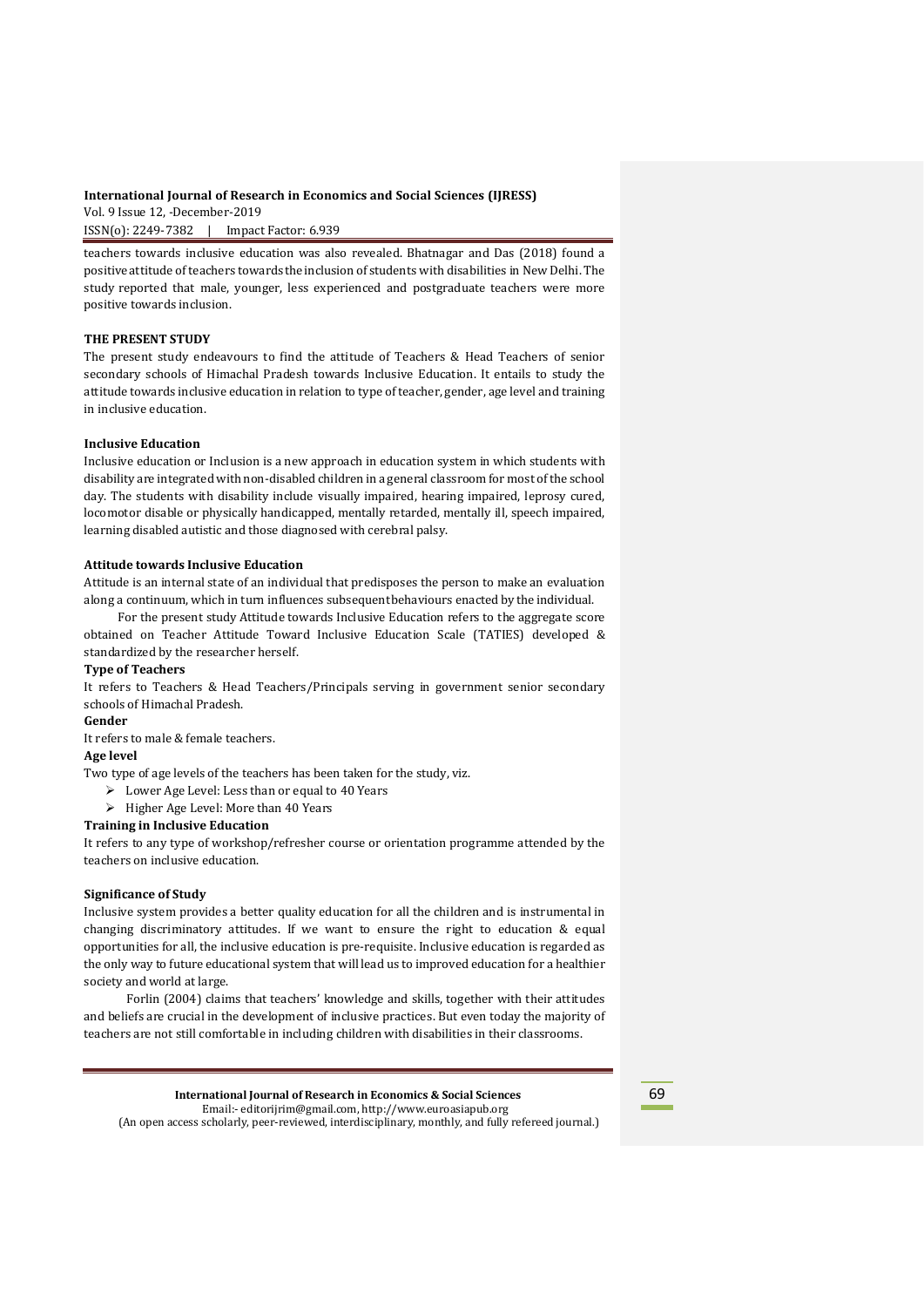teachers towards inclusive education was also revealed. Bhatnagar and Das (2018) found a positive attitude of teachers towards the inclusion of students with disabilities in New Delhi. The study reported that male, younger, less experienced and postgraduate teachers were more positive towards inclusion.

**THE PRESENT STUDY**

The present study endeavours to find the attitude of Teachers & Head Teachers of senior secondary schools of Himachal Pradesh towards Inclusive Education. It entails to study the attitude towards inclusive education in relation to type of teacher, gender, age level and training in inclusive education.

**Inclusive Education**

Inclusive education or Inclusion is a new approach in education system in which students with disability are integrated with non-disabled children in a general classroom for most of the school day. The students with disability include visually impaired, hearing impaired, leprosy cured, locomotor disable or physically handicapped, mentally retarded, mentally ill, speech impaired, learning disabled autistic and those diagnosed with cerebral palsy.

**Attitude towards Inclusive Education**

Attitude is an internal state of an individual that predisposes the person to make an evaluation along a continuum, which in turn influences subsequent behaviours enacted by the individual.

For the present study Attitude towards Inclusive Education refers to the aggregate score obtained on Teacher Attitude Toward Inclusive Education Scale (TATIES) developed & standardized by the researcher herself.

**Type of Teachers**

It refers to Teachers & Head Teachers/Principals serving in government senior secondary schools of Himachal Pradesh.

**Gender**

It refers to male & female teachers.

**Age level**

Two type of age levels of the teachers has been taken for the study, viz.

- Lower Age Level: Less than or equal to 40 Years
- Higher Age Level: More than 40 Years

**Training in Inclusive Education**

It refers to any type of workshop/refresher course or orientation programme attended by the teachers on inclusive education.

**Significance of Study**

Inclusive system provides a better quality education for all the children and is instrumental in changing discriminatory attitudes. If we want to ensure the right to education & equal opportunities for all, the inclusive education is pre-requisite. Inclusive education is regarded as the only way to future educational system that will lead us to improved education for a healthier society and world at large.

Forlin (2004) claims that teachers' knowledge and skills, together with their attitudes and beliefs are crucial in the development of inclusive practices. But even today the majority of teachers are not still comfortable in including children with disabilities in their classrooms.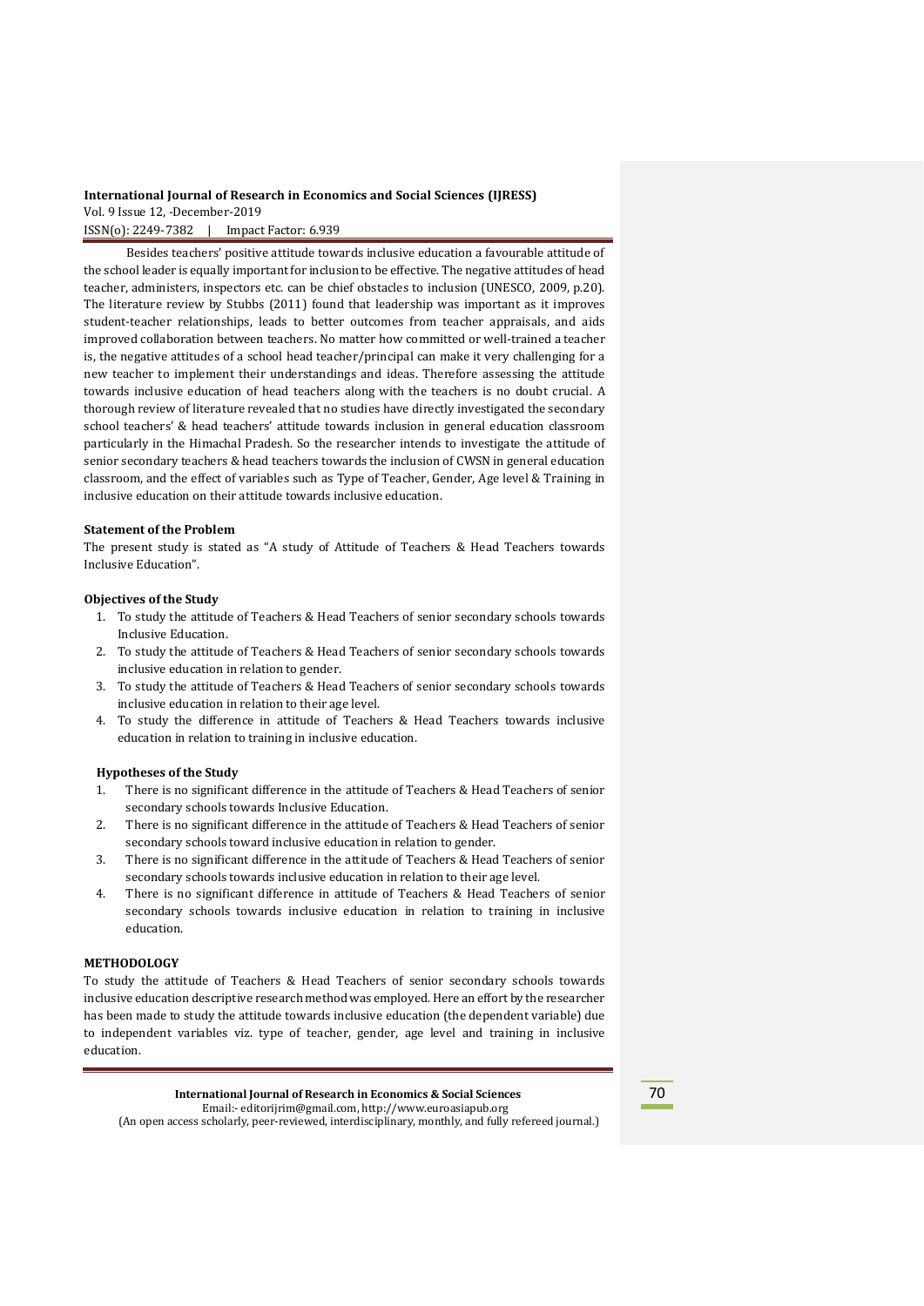Besides teachers' positive attitude towards inclusive education a favourable attitude of the school leader is equally important for inclusion to be effective. The negative attitudes of head teacher, administers, inspectors etc. can be chief obstacles to inclusion (UNESCO, 2009, p.20). The literature review by Stubbs (2011) found that leadership was important as it improves student-teacher relationships, leads to better outcomes from teacher appraisals, and aids improved collaboration between teachers. No matter how committed or well-trained a teacher is, the negative attitudes of a school head teacher/principal can make it very challenging for a new teacher to implement their understandings and ideas. Therefore assessing the attitude towards inclusive education of head teachers along with the teachers is no doubt crucial. A thorough review of literature revealed that no studies have directly investigated the secondary school teachers' & head teachers' attitude towards inclusion in general education classroom particularly in the Himachal Pradesh. So the researcher intends to investigate the attitude of senior secondary teachers & head teachers towards the inclusion of CWSN in general education classroom, and the effect of variables such as Type of Teacher, Gender, Age level & Training in inclusive education on their attitude towards inclusive education.

**Statement of the Problem**

The present study is stated as "A study of Attitude of Teachers & Head Teachers towards Inclusive Education".

**Objectives of the Study**

1. To study the attitude of Teachers & Head Teachers of senior secondary schools towards Inclusive Education.
2. To study the attitude of Teachers & Head Teachers of senior secondary schools towards inclusive education in relation to gender.
3. To study the attitude of Teachers & Head Teachers of senior secondary schools towards inclusive education in relation to their age level.
4. To study the difference in attitude of Teachers & Head Teachers towards inclusive education in relation to training in inclusive education.

**Hypotheses of the Study**

1. There is no significant difference in the attitude of Teachers & Head Teachers of senior secondary schools towards Inclusive Education.
2. There is no significant difference in the attitude of Teachers & Head Teachers of senior secondary schools toward inclusive education in relation to gender.
3. There is no significant difference in the attitude of Teachers & Head Teachers of senior secondary schools towards inclusive education in relation to their age level.
4. There is no significant difference in attitude of Teachers & Head Teachers of senior secondary schools towards inclusive education in relation to training in inclusive education.

**METHODOLOGY**

To study the attitude of Teachers & Head Teachers of senior secondary schools towards inclusive education descriptive research method was employed. Here an effort by the researcher has been made to study the attitude towards inclusive education (the dependent variable) due to independent variables viz. type of teacher, gender, age level and training in inclusive education.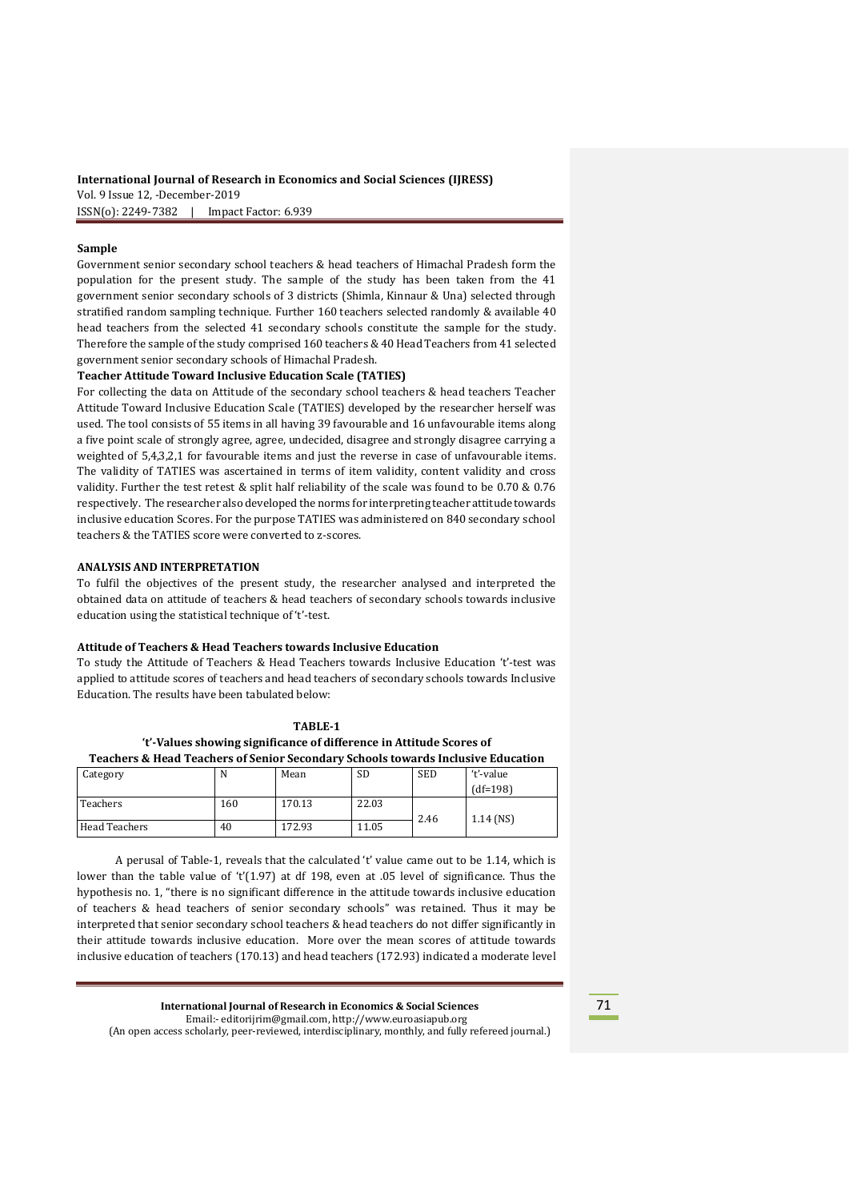**Sample**

Government senior secondary school teachers & head teachers of Himachal Pradesh form the population for the present study. The sample of the study has been taken from the 41 government senior secondary schools of 3 districts (Shimla, Kinnaur & Una) selected through stratified random sampling technique. Further 160 teachers selected randomly & available 40 head teachers from the selected 41 secondary schools constitute the sample for the study. Therefore the sample of the study comprised 160 teachers & 40 Head Teachers from 41 selected government senior secondary schools of Himachal Pradesh.

**Teacher Attitude Toward Inclusive Education Scale (TATIES)**

For collecting the data on Attitude of the secondary school teachers & head teachers Teacher Attitude Toward Inclusive Education Scale (TATIES) developed by the researcher herself was used. The tool consists of 55 items in all having 39 favourable and 16 unfavourable items along a five point scale of strongly agree, agree, undecided, disagree and strongly disagree carrying a weighted of 5,4,3,2,1 for favourable items and just the reverse in case of unfavourable items. The validity of TATIES was ascertained in terms of item validity, content validity and cross validity. Further the test retest & split half reliability of the scale was found to be 0.70 & 0.76 respectively. The researcher also developed the norms for interpreting teacher attitude towards inclusive education Scores. For the purpose TATIES was administered on 840 secondary school teachers & the TATIES score were converted to z-scores.

## ANALYSIS AND INTERPRETATION

To fulfil the objectives of the present study, the researcher analysed and interpreted the obtained data on attitude of teachers & head teachers of secondary schools towards inclusive education using the statistical technique of 't'-test.

### Attitude of Teachers & Head Teachers towards Inclusive Education

To study the Attitude of Teachers & Head Teachers towards Inclusive Education 't'-test was applied to attitude scores of teachers and head teachers of secondary schools towards Inclusive Education. The results have been tabulated below:

**TABLE-1**
**'t'-Values showing significance of difference in Attitude Scores of Teachers & Head Teachers of Senior Secondary Schools towards Inclusive Education**

| Category | N | Mean | SD | SED | 't'-value (df=198) |
|---|---|---|---|---|---|
| Teachers | 160 | 170.13 | 22.03 | 2.46 | 1.14 (NS) |
| Head Teachers | 40 | 172.93 | 11.05 | | |

A perusal of Table-1, reveals that the calculated 't' value came out to be 1.14, which is lower than the table value of 't'(1.97) at df 198, even at .05 level of significance. Thus the hypothesis no. 1, "there is no significant difference in the attitude towards inclusive education of teachers & head teachers of senior secondary schools" was retained. Thus it may be interpreted that senior secondary school teachers & head teachers do not differ significantly in their attitude towards inclusive education. More over the mean scores of attitude towards inclusive education of teachers (170.13) and head teachers (172.93) indicated a moderate level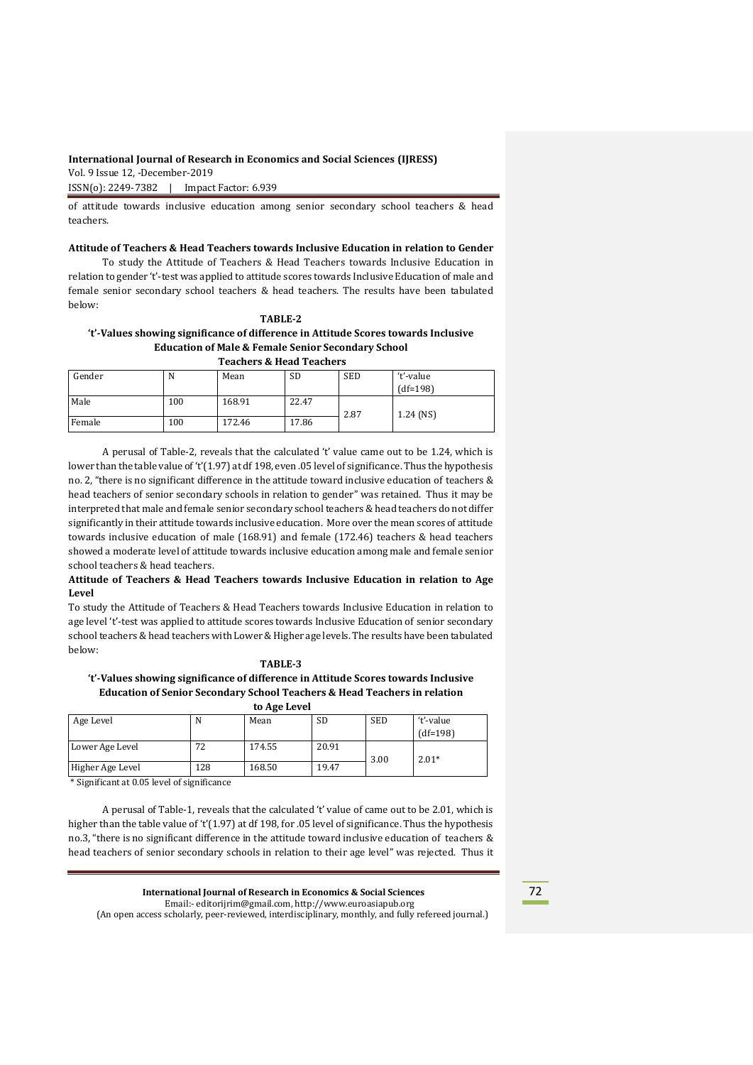of attitude towards inclusive education among senior secondary school teachers & head teachers.

**Attitude of Teachers & Head Teachers towards Inclusive Education in relation to Gender**

To study the Attitude of Teachers & Head Teachers towards Inclusive Education in relation to gender 't'-test was applied to attitude scores towards Inclusive Education of male and female senior secondary school teachers & head teachers. The results have been tabulated below:

**TABLE-2**

**'t'-Values showing significance of difference in Attitude Scores towards Inclusive Education of Male & Female Senior Secondary School Teachers & Head Teachers**

| Gender | N | Mean | SD | SED | 't'-value (df=198) |
|---|---|---|---|---|---|
| Male | 100 | 168.91 | 22.47 | 2.87 | 1.24 (NS) |
| Female | 100 | 172.46 | 17.86 | | |

A perusal of Table-2, reveals that the calculated 't' value came out to be 1.24, which is lower than the table value of 't'(1.97) at df 198, even .05 level of significance. Thus the hypothesis no. 2, "there is no significant difference in the attitude toward inclusive education of teachers & head teachers of senior secondary schools in relation to gender" was retained. Thus it may be interpreted that male and female senior secondary school teachers & head teachers do not differ significantly in their attitude towards inclusive education. More over the mean scores of attitude towards inclusive education of male (168.91) and female (172.46) teachers & head teachers showed a moderate level of attitude towards inclusive education among male and female senior school teachers & head teachers.

**Attitude of Teachers & Head Teachers towards Inclusive Education in relation to Age Level**

To study the Attitude of Teachers & Head Teachers towards Inclusive Education in relation to age level 't'-test was applied to attitude scores towards Inclusive Education of senior secondary school teachers & head teachers with Lower & Higher age levels. The results have been tabulated below:

**TABLE-3**

**'t'-Values showing significance of difference in Attitude Scores towards Inclusive Education of Senior Secondary School Teachers & Head Teachers in relation to Age Level**

| Age Level | N | Mean | SD | SED | 't'-value (df=198) |
|---|---|---|---|---|---|
| Lower Age Level | 72 | 174.55 | 20.91 | 3.00 | 2.01* |
| Higher Age Level | 128 | 168.50 | 19.47 | | |

\* Significant at 0.05 level of significance

A perusal of Table-1, reveals that the calculated 't' value of came out to be 2.01, which is higher than the table value of 't'(1.97) at df 198, for .05 level of significance. Thus the hypothesis no.3, "there is no significant difference in the attitude toward inclusive education of teachers & head teachers of senior secondary schools in relation to their age level" was rejected. Thus it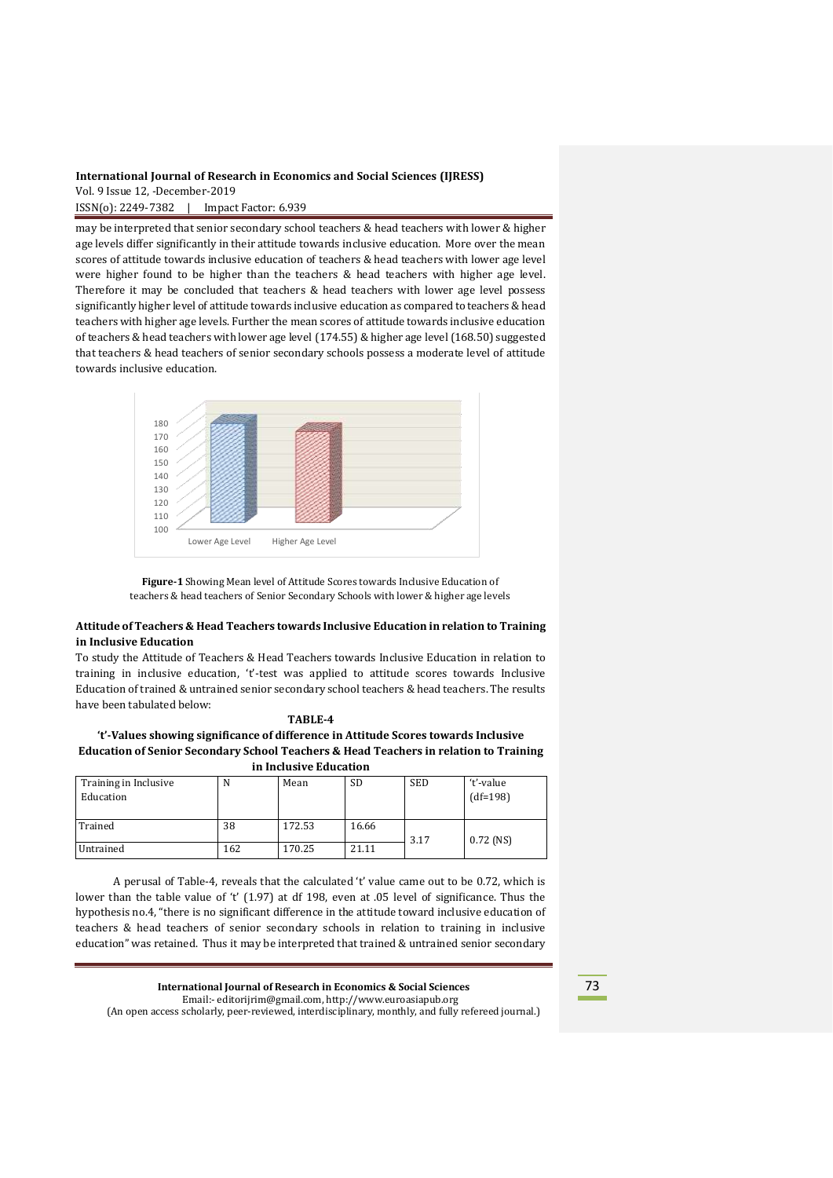may be interpreted that senior secondary school teachers & head teachers with lower & higher age levels differ significantly in their attitude towards inclusive education. More over the mean scores of attitude towards inclusive education of teachers & head teachers with lower age level were higher found to be higher than the teachers & head teachers with higher age level. Therefore it may be concluded that teachers & head teachers with lower age level possess significantly higher level of attitude towards inclusive education as compared to teachers & head teachers with higher age levels. Further the mean scores of attitude towards inclusive education of teachers & head teachers with lower age level (174.55) & higher age level (168.50) suggested that teachers & head teachers of senior secondary schools possess a moderate level of attitude towards inclusive education.

**Figure-1** Showing Mean level of Attitude Scores towards Inclusive Education of teachers & head teachers of Senior Secondary Schools with lower & higher age levels

### Attitude of Teachers & Head Teachers towards Inclusive Education in relation to Training in Inclusive Education

To study the Attitude of Teachers & Head Teachers towards Inclusive Education in relation to training in inclusive education, 't'-test was applied to attitude scores towards Inclusive Education of trained & untrained senior secondary school teachers & head teachers. The results have been tabulated below:

**TABLE-4**

**'t'-Values showing significance of difference in Attitude Scores towards Inclusive Education of Senior Secondary School Teachers & Head Teachers in relation to Training in Inclusive Education**

| Training in Inclusive Education | N | Mean | SD | SED | 't'-value (df=198) |
|---|---|---|---|---|---|
| Trained | 38 | 172.53 | 16.66 | 3.17 | 0.72 (NS) |
| Untrained | 162 | 170.25 | 21.11 | | |

A perusal of Table-4, reveals that the calculated 't' value came out to be 0.72, which is lower than the table value of 't' (1.97) at df 198, even at .05 level of significance. Thus the hypothesis no.4, "there is no significant difference in the attitude toward inclusive education of teachers & head teachers of senior secondary schools in relation to training in inclusive education" was retained. Thus it may be interpreted that trained & untrained senior secondary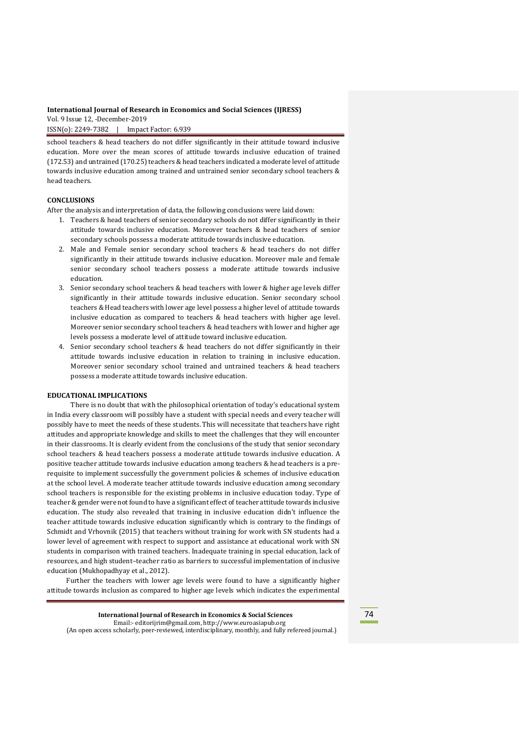school teachers & head teachers do not differ significantly in their attitude toward inclusive education. More over the mean scores of attitude towards inclusive education of trained (172.53) and untrained (170.25) teachers & head teachers indicated a moderate level of attitude towards inclusive education among trained and untrained senior secondary school teachers & head teachers.

## CONCLUSIONS

After the analysis and interpretation of data, the following conclusions were laid down:

1. Teachers & head teachers of senior secondary schools do not differ significantly in their attitude towards inclusive education. Moreover teachers & head teachers of senior secondary schools possess a moderate attitude towards inclusive education.
2. Male and Female senior secondary school teachers & head teachers do not differ significantly in their attitude towards inclusive education. Moreover male and female senior secondary school teachers possess a moderate attitude towards inclusive education.
3. Senior secondary school teachers & head teachers with lower & higher age levels differ significantly in their attitude towards inclusive education. Senior secondary school teachers & Head teachers with lower age level possess a higher level of attitude towards inclusive education as compared to teachers & head teachers with higher age level. Moreover senior secondary school teachers & head teachers with lower and higher age levels possess a moderate level of attitude toward inclusive education.
4. Senior secondary school teachers & head teachers do not differ significantly in their attitude towards inclusive education in relation to training in inclusive education. Moreover senior secondary school trained and untrained teachers & head teachers possess a moderate attitude towards inclusive education.

## EDUCATIONAL IMPLICATIONS

There is no doubt that with the philosophical orientation of today's educational system in India every classroom will possibly have a student with special needs and every teacher will possibly have to meet the needs of these students. This will necessitate that teachers have right attitudes and appropriate knowledge and skills to meet the challenges that they will encounter in their classrooms. It is clearly evident from the conclusions of the study that senior secondary school teachers & head teachers possess a moderate attitude towards inclusive education. A positive teacher attitude towards inclusive education among teachers & head teachers is a pre-requisite to implement successfully the government policies & schemes of inclusive education at the school level. A moderate teacher attitude towards inclusive education among secondary school teachers is responsible for the existing problems in inclusive education today. Type of teacher & gender were not found to have a significant effect of teacher attitude towards inclusive education. The study also revealed that training in inclusive education didn't influence the teacher attitude towards inclusive education significantly which is contrary to the findings of Schmidt and Vrhovnik (2015) that teachers without training for work with SN students had a lower level of agreement with respect to support and assistance at educational work with SN students in comparison with trained teachers. Inadequate training in special education, lack of resources, and high student–teacher ratio as barriers to successful implementation of inclusive education (Mukhopadhyay et al., 2012).

Further the teachers with lower age levels were found to have a significantly higher attitude towards inclusion as compared to higher age levels which indicates the experimental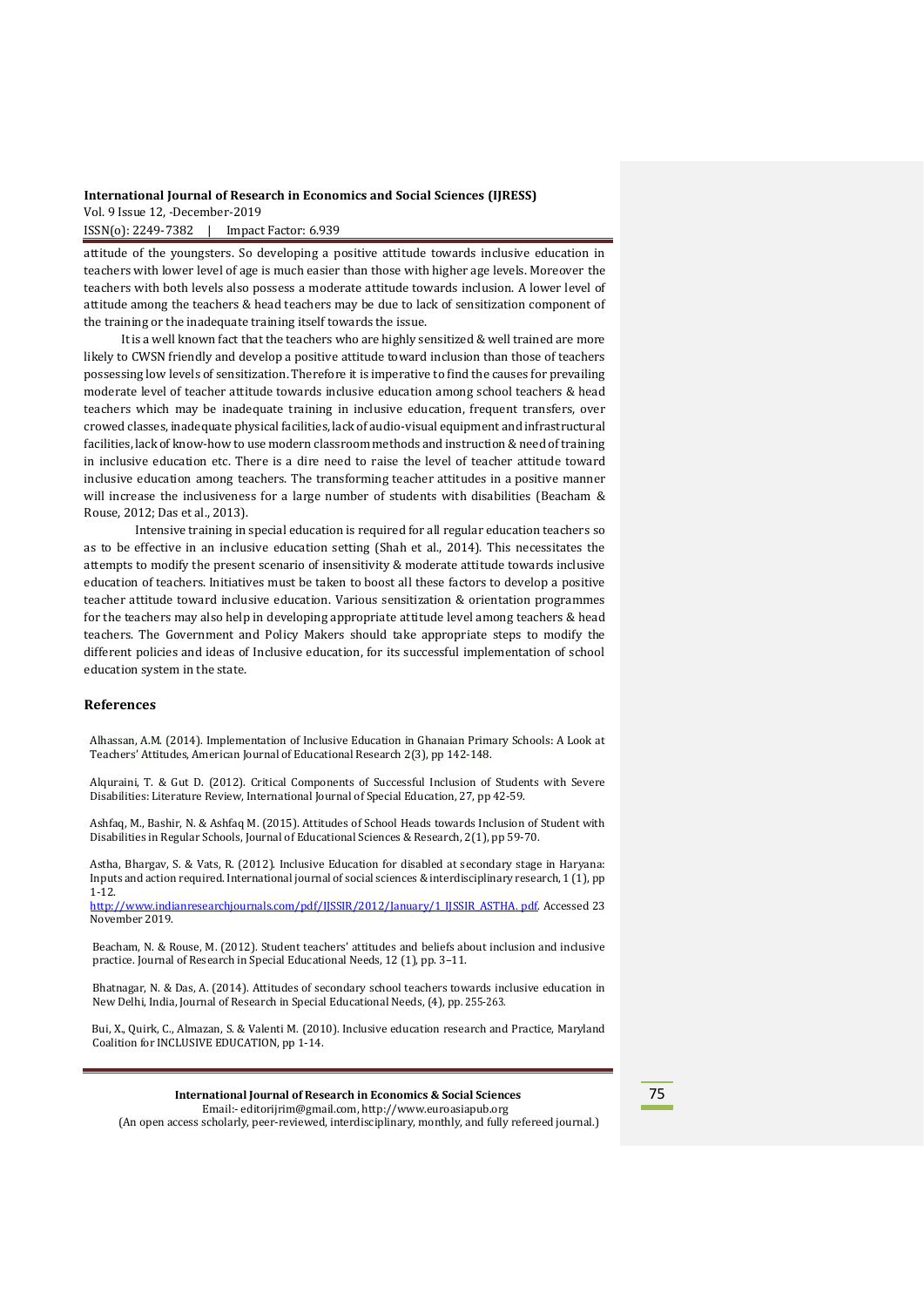attitude of the youngsters. So developing a positive attitude towards inclusive education in teachers with lower level of age is much easier than those with higher age levels. Moreover the teachers with both levels also possess a moderate attitude towards inclusion. A lower level of attitude among the teachers & head teachers may be due to lack of sensitization component of the training or the inadequate training itself towards the issue.

It is a well known fact that the teachers who are highly sensitized & well trained are more likely to CWSN friendly and develop a positive attitude toward inclusion than those of teachers possessing low levels of sensitization. Therefore it is imperative to find the causes for prevailing moderate level of teacher attitude towards inclusive education among school teachers & head teachers which may be inadequate training in inclusive education, frequent transfers, over crowed classes, inadequate physical facilities, lack of audio-visual equipment and infrastructural facilities, lack of know-how to use modern classroom methods and instruction & need of training in inclusive education etc. There is a dire need to raise the level of teacher attitude toward inclusive education among teachers. The transforming teacher attitudes in a positive manner will increase the inclusiveness for a large number of students with disabilities (Beacham & Rouse, 2012; Das et al., 2013).

Intensive training in special education is required for all regular education teachers so as to be effective in an inclusive education setting (Shah et al., 2014). This necessitates the attempts to modify the present scenario of insensitivity & moderate attitude towards inclusive education of teachers. Initiatives must be taken to boost all these factors to develop a positive teacher attitude toward inclusive education. Various sensitization & orientation programmes for the teachers may also help in developing appropriate attitude level among teachers & head teachers. The Government and Policy Makers should take appropriate steps to modify the different policies and ideas of Inclusive education, for its successful implementation of school education system in the state.

## References

Alhassan, A.M. (2014). Implementation of Inclusive Education in Ghanaian Primary Schools: A Look at Teachers' Attitudes, American Journal of Educational Research 2(3), pp 142-148.

Alquraini, T. & Gut D. (2012). Critical Components of Successful Inclusion of Students with Severe Disabilities: Literature Review, International Journal of Special Education, 27, pp 42-59.

Ashfaq, M., Bashir, N. & Ashfaq M. (2015). Attitudes of School Heads towards Inclusion of Student with Disabilities in Regular Schools, Journal of Educational Sciences & Research, 2(1), pp 59-70.

Astha, Bhargav, S. & Vats, R. (2012). Inclusive Education for disabled at secondary stage in Haryana: Inputs and action required. International journal of social sciences & interdisciplinary research, 1 (1), pp 1-12. http://www.indianresearchjournals.com/pdf/IJSSIR/2012/January/1_IJSSIR_ASTHA. pdf. Accessed 23 November 2019.

Beacham, N. & Rouse, M. (2012). Student teachers' attitudes and beliefs about inclusion and inclusive practice. Journal of Research in Special Educational Needs, 12 (1), pp. 3–11.

Bhatnagar, N. & Das, A. (2014). Attitudes of secondary school teachers towards inclusive education in New Delhi, India, Journal of Research in Special Educational Needs, (4), pp. 255-263.

Bui, X., Quirk, C., Almazan, S. & Valenti M. (2010). Inclusive education research and Practice, Maryland Coalition for INCLUSIVE EDUCATION, pp 1-14.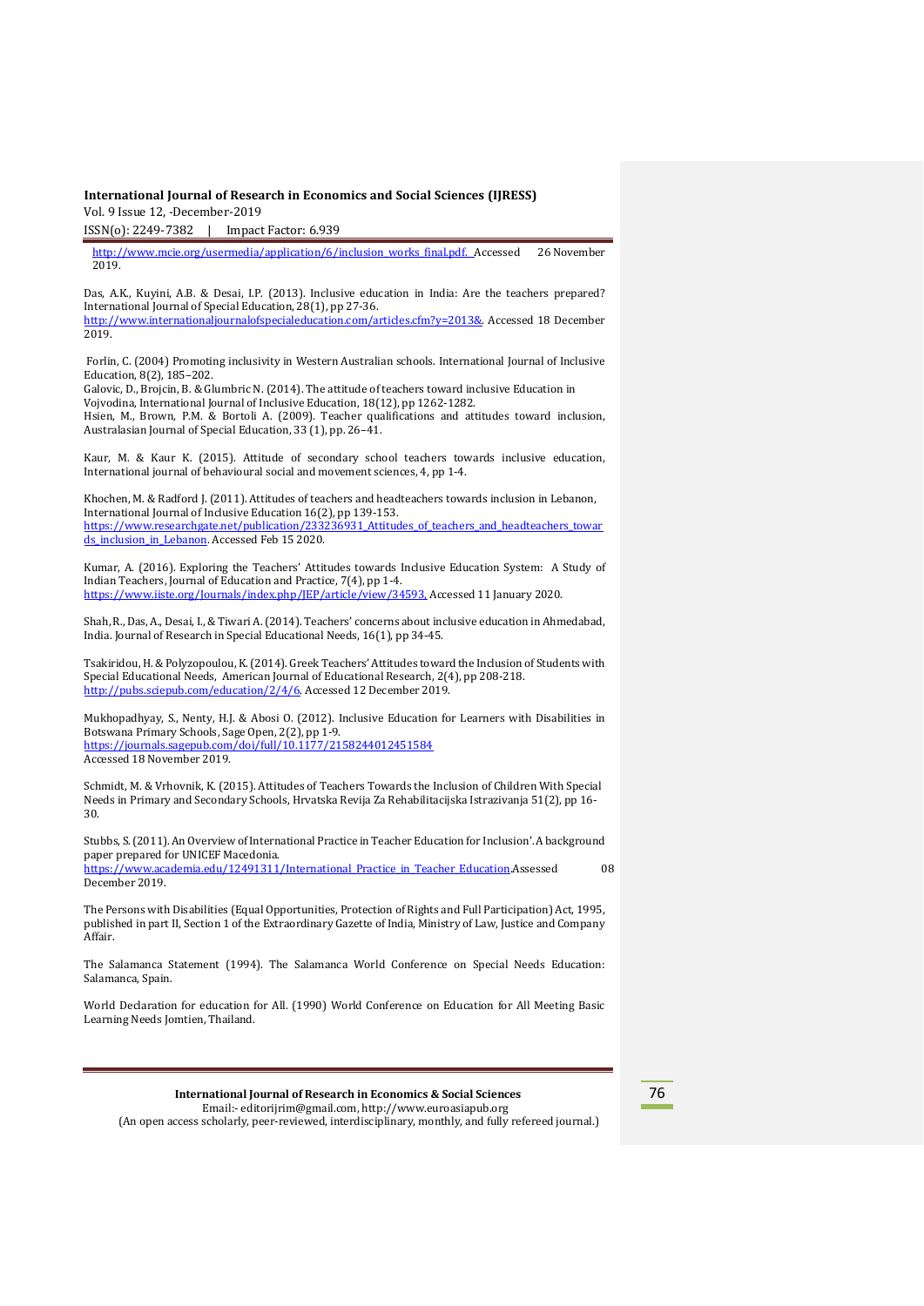http://www.mcie.org/usermedia/application/6/inclusion_works_final.pdf. Accessed 26 November 2019.

Das, A.K., Kuyini, A.B. & Desai, I.P. (2013). Inclusive education in India: Are the teachers prepared? International Journal of Special Education, 28(1), pp 27-36. http://www.internationaljournalofspecialeducation.com/articles.cfm?y=2013&. Accessed 18 December 2019.

Forlin, C. (2004) Promoting inclusivity in Western Australian schools. International Journal of Inclusive Education, 8(2), 185–202.

Galovic, D., Brojcin, B. & Glumbric N. (2014). The attitude of teachers toward inclusive Education in Vojvodina, International Journal of Inclusive Education, 18(12), pp 1262-1282.

Hsien, M., Brown, P.M. & Bortoli A. (2009). Teacher qualifications and attitudes toward inclusion, Australasian Journal of Special Education, 33 (1), pp. 26–41.

Kaur, M. & Kaur K. (2015). Attitude of secondary school teachers towards inclusive education, International journal of behavioural social and movement sciences, 4, pp 1-4.

Khochen, M. & Radford J. (2011). Attitudes of teachers and headteachers towards inclusion in Lebanon, International Journal of Inclusive Education 16(2), pp 139-153. https://www.researchgate.net/publication/233236931_Attitudes_of_teachers_and_headteachers_towards_inclusion_in_Lebanon. Accessed Feb 15 2020.

Kumar, A. (2016). Exploring the Teachers' Attitudes towards Inclusive Education System: A Study of Indian Teachers, Journal of Education and Practice, 7(4), pp 1-4. https://www.iiste.org/Journals/index.php/JEP/article/view/34593, Accessed 11 January 2020.

Shah, R., Das, A., Desai, I., & Tiwari A. (2014). Teachers' concerns about inclusive education in Ahmedabad, India. Journal of Research in Special Educational Needs, 16(1), pp 34-45.

Tsakiridou, H. & Polyzopoulou, K. (2014). Greek Teachers' Attitudes toward the Inclusion of Students with Special Educational Needs, American Journal of Educational Research, 2(4), pp 208-218. http://pubs.sciepub.com/education/2/4/6. Accessed 12 December 2019.

Mukhopadhyay, S., Nenty, H.J. & Abosi O. (2012). Inclusive Education for Learners with Disabilities in Botswana Primary Schools, Sage Open, 2(2), pp 1-9. https://journals.sagepub.com/doi/full/10.1177/2158244012451584 Accessed 18 November 2019.

Schmidt, M. & Vrhovnik, K. (2015). Attitudes of Teachers Towards the Inclusion of Children With Special Needs in Primary and Secondary Schools, Hrvatska Revija Za Rehabilitacijska Istrazivanja 51(2), pp 16-30.

Stubbs, S. (2011). An Overview of International Practice in Teacher Education for Inclusion'. A background paper prepared for UNICEF Macedonia. https://www.academia.edu/12491311/International_Practice_in_Teacher_Education.Assessed 08 December 2019.

The Persons with Disabilities (Equal Opportunities, Protection of Rights and Full Participation) Act, 1995, published in part II, Section 1 of the Extraordinary Gazette of India, Ministry of Law, Justice and Company Affair.

The Salamanca Statement (1994). The Salamanca World Conference on Special Needs Education: Salamanca, Spain.

World Declaration for education for All. (1990) World Conference on Education for All Meeting Basic Learning Needs Jomtien, Thailand.